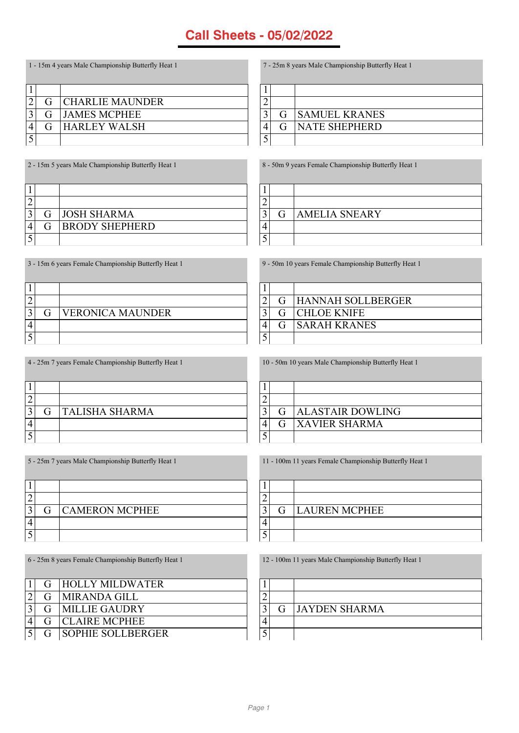# Call Sheets - 05/02/2022

**1 - 15m 4 years Male Championship Butterfly Heat 1**

| | | |
|---|---|---|
| 1 | | |
| 2 | G | CHARLIE MAUNDER |
| 3 | G | JAMES MCPHEE |
| 4 | G | HARLEY WALSH |
| 5 | | |

**2 - 15m 5 years Male Championship Butterfly Heat 1**

| | | |
|---|---|---|
| 1 | | |
| 2 | | |
| 3 | G | JOSH SHARMA |
| 4 | G | BRODY SHEPHERD |
| 5 | | |

**3 - 15m 6 years Female Championship Butterfly Heat 1**

| | | |
|---|---|---|
| 1 | | |
| 2 | | |
| 3 | G | VERONICA MAUNDER |
| 4 | | |
| 5 | | |

**4 - 25m 7 years Female Championship Butterfly Heat 1**

| | | |
|---|---|---|
| 1 | | |
| 2 | | |
| 3 | G | TALISHA SHARMA |
| 4 | | |
| 5 | | |

**5 - 25m 7 years Male Championship Butterfly Heat 1**

| | | |
|---|---|---|
| 1 | | |
| 2 | | |
| 3 | G | CAMERON MCPHEE |
| 4 | | |
| 5 | | |

**6 - 25m 8 years Female Championship Butterfly Heat 1**

| | | |
|---|---|---|
| 1 | G | HOLLY MILDWATER |
| 2 | G | MIRANDA GILL |
| 3 | G | MILLIE GAUDRY |
| 4 | G | CLAIRE MCPHEE |
| 5 | G | SOPHIE SOLLBERGER |

**7 - 25m 8 years Male Championship Butterfly Heat 1**

| | | |
|---|---|---|
| 1 | | |
| 2 | | |
| 3 | G | SAMUEL KRANES |
| 4 | G | NATE SHEPHERD |
| 5 | | |

**8 - 50m 9 years Female Championship Butterfly Heat 1**

| | | |
|---|---|---|
| 1 | | |
| 2 | | |
| 3 | G | AMELIA SNEARY |
| 4 | | |
| 5 | | |

**9 - 50m 10 years Female Championship Butterfly Heat 1**

| | | |
|---|---|---|
| 1 | | |
| 2 | G | HANNAH SOLLBERGER |
| 3 | G | CHLOE KNIFE |
| 4 | G | SARAH KRANES |
| 5 | | |

**10 - 50m 10 years Male Championship Butterfly Heat 1**

| | | |
|---|---|---|
| 1 | | |
| 2 | | |
| 3 | G | ALASTAIR DOWLING |
| 4 | G | XAVIER SHARMA |
| 5 | | |

**11 - 100m 11 years Female Championship Butterfly Heat 1**

| | | |
|---|---|---|
| 1 | | |
| 2 | | |
| 3 | G | LAUREN MCPHEE |
| 4 | | |
| 5 | | |

**12 - 100m 11 years Male Championship Butterfly Heat 1**

| | | |
|---|---|---|
| 1 | | |
| 2 | | |
| 3 | G | JAYDEN SHARMA |
| 4 | | |
| 5 | | |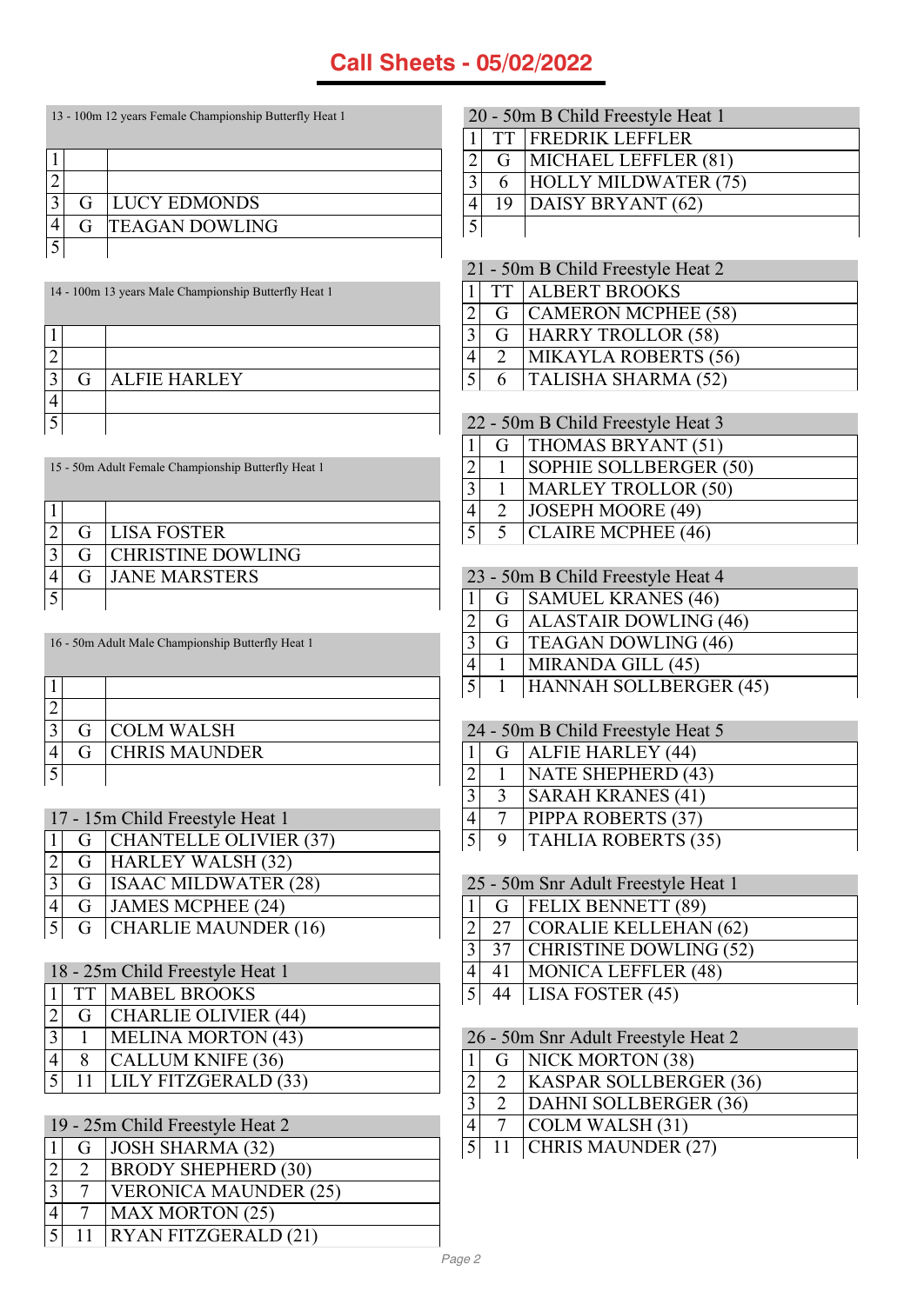# Call Sheets - 05/02/2022

| 13 - 100m 12 years Female Championship Butterfly Heat 1 | | |
|---|---|---|
| 1 | | |
| 2 | | |
| 3 | G | LUCY EDMONDS |
| 4 | G | TEAGAN DOWLING |
| 5 | | |

| 14 - 100m 13 years Male Championship Butterfly Heat 1 | | |
|---|---|---|
| 1 | | |
| 2 | | |
| 3 | G | ALFIE HARLEY |
| 4 | | |
| 5 | | |

| 15 - 50m Adult Female Championship Butterfly Heat 1 | | |
|---|---|---|
| 1 | | |
| 2 | G | LISA FOSTER |
| 3 | G | CHRISTINE DOWLING |
| 4 | G | JANE MARSTERS |
| 5 | | |

| 16 - 50m Adult Male Championship Butterfly Heat 1 | | |
|---|---|---|
| 1 | | |
| 2 | | |
| 3 | G | COLM WALSH |
| 4 | G | CHRIS MAUNDER |
| 5 | | |

| 17 - 15m Child Freestyle Heat 1 | | |
|---|---|---|
| 1 | G | CHANTELLE OLIVIER (37) |
| 2 | G | HARLEY WALSH (32) |
| 3 | G | ISAAC MILDWATER (28) |
| 4 | G | JAMES MCPHEE (24) |
| 5 | G | CHARLIE MAUNDER (16) |

| 18 - 25m Child Freestyle Heat 1 | | |
|---|---|---|
| 1 | TT | MABEL BROOKS |
| 2 | G | CHARLIE OLIVIER (44) |
| 3 | 1 | MELINA MORTON (43) |
| 4 | 8 | CALLUM KNIFE (36) |
| 5 | 11 | LILY FITZGERALD (33) |

| 19 - 25m Child Freestyle Heat 2 | | |
|---|---|---|
| 1 | G | JOSH SHARMA (32) |
| 2 | 2 | BRODY SHEPHERD (30) |
| 3 | 7 | VERONICA MAUNDER (25) |
| 4 | 7 | MAX MORTON (25) |
| 5 | 11 | RYAN FITZGERALD (21) |

| 20 - 50m B Child Freestyle Heat 1 | | |
|---|---|---|
| 1 | TT | FREDRIK LEFFLER |
| 2 | G | MICHAEL LEFFLER (81) |
| 3 | 6 | HOLLY MILDWATER (75) |
| 4 | 19 | DAISY BRYANT (62) |
| 5 | | |

| 21 - 50m B Child Freestyle Heat 2 | | |
|---|---|---|
| 1 | TT | ALBERT BROOKS |
| 2 | G | CAMERON MCPHEE (58) |
| 3 | G | HARRY TROLLOR (58) |
| 4 | 2 | MIKAYLA ROBERTS (56) |
| 5 | 6 | TALISHA SHARMA (52) |

| 22 - 50m B Child Freestyle Heat 3 | | |
|---|---|---|
| 1 | G | THOMAS BRYANT (51) |
| 2 | 1 | SOPHIE SOLLBERGER (50) |
| 3 | 1 | MARLEY TROLLOR (50) |
| 4 | 2 | JOSEPH MOORE (49) |
| 5 | 5 | CLAIRE MCPHEE (46) |

| 23 - 50m B Child Freestyle Heat 4 | | |
|---|---|---|
| 1 | G | SAMUEL KRANES (46) |
| 2 | G | ALASTAIR DOWLING (46) |
| 3 | G | TEAGAN DOWLING (46) |
| 4 | 1 | MIRANDA GILL (45) |
| 5 | 1 | HANNAH SOLLBERGER (45) |

| 24 - 50m B Child Freestyle Heat 5 | | |
|---|---|---|
| 1 | G | ALFIE HARLEY (44) |
| 2 | 1 | NATE SHEPHERD (43) |
| 3 | 3 | SARAH KRANES (41) |
| 4 | 7 | PIPPA ROBERTS (37) |
| 5 | 9 | TAHLIA ROBERTS (35) |

| 25 - 50m Snr Adult Freestyle Heat 1 | | |
|---|---|---|
| 1 | G | FELIX BENNETT (89) |
| 2 | 27 | CORALIE KELLEHAN (62) |
| 3 | 37 | CHRISTINE DOWLING (52) |
| 4 | 41 | MONICA LEFFLER (48) |
| 5 | 44 | LISA FOSTER (45) |

| 26 - 50m Snr Adult Freestyle Heat 2 | | |
|---|---|---|
| 1 | G | NICK MORTON (38) |
| 2 | 2 | KASPAR SOLLBERGER (36) |
| 3 | 2 | DAHNI SOLLBERGER (36) |
| 4 | 7 | COLM WALSH (31) |
| 5 | 11 | CHRIS MAUNDER (27) |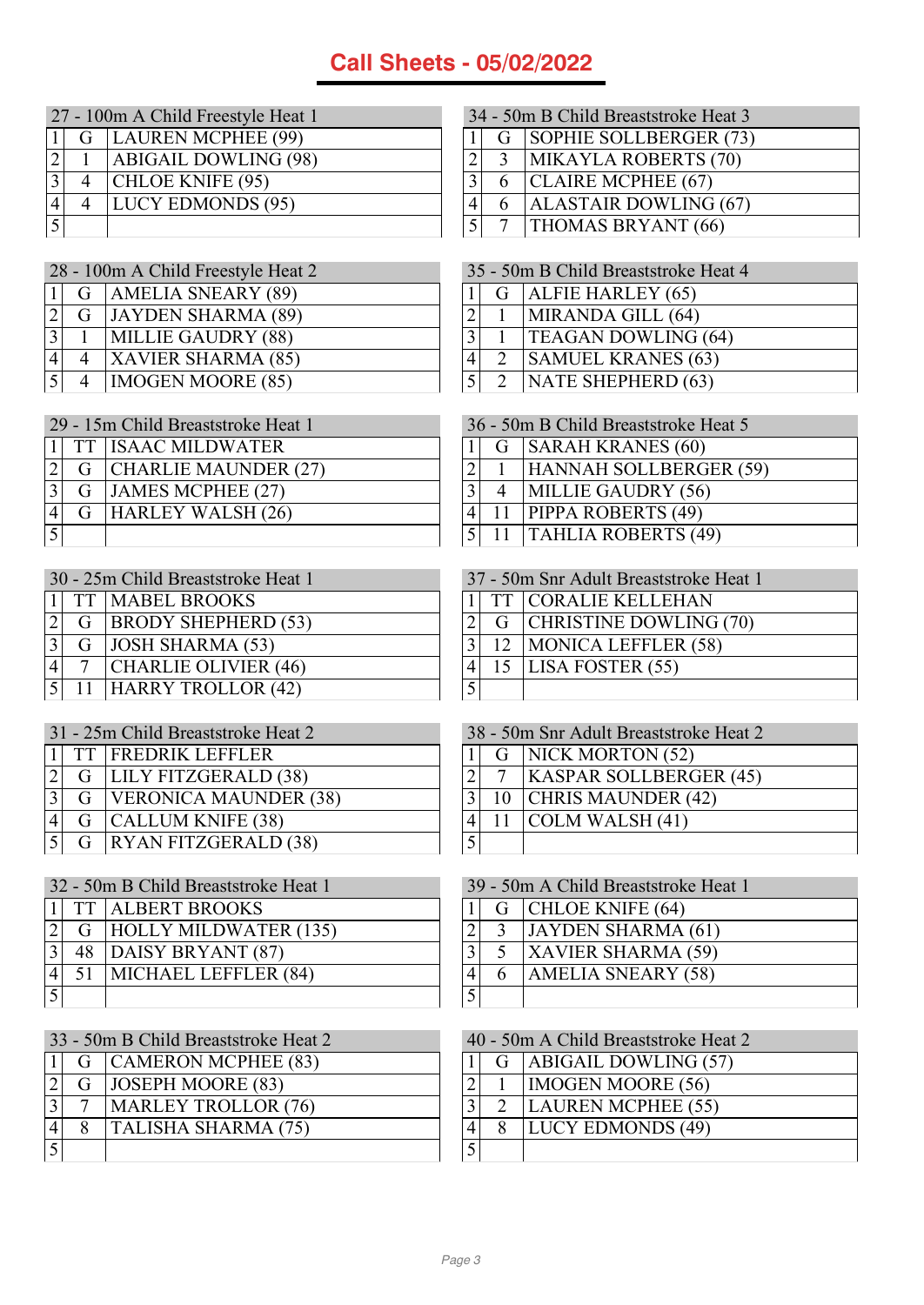# Call Sheets - 05/02/2022

| 27 - 100m A Child Freestyle Heat 1 | | |
|---|---|---|
| 1 | G | LAUREN MCPHEE (99) |
| 2 | 1 | ABIGAIL DOWLING (98) |
| 3 | 4 | CHLOE KNIFE (95) |
| 4 | 4 | LUCY EDMONDS (95) |
| 5 | | |

| 28 - 100m A Child Freestyle Heat 2 | | |
|---|---|---|
| 1 | G | AMELIA SNEARY (89) |
| 2 | G | JAYDEN SHARMA (89) |
| 3 | 1 | MILLIE GAUDRY (88) |
| 4 | 4 | XAVIER SHARMA (85) |
| 5 | 4 | IMOGEN MOORE (85) |

| 29 - 15m Child Breaststroke Heat 1 | | |
|---|---|---|
| 1 | TT | ISAAC MILDWATER |
| 2 | G | CHARLIE MAUNDER (27) |
| 3 | G | JAMES MCPHEE (27) |
| 4 | G | HARLEY WALSH (26) |
| 5 | | |

| 30 - 25m Child Breaststroke Heat 1 | | |
|---|---|---|
| 1 | TT | MABEL BROOKS |
| 2 | G | BRODY SHEPHERD (53) |
| 3 | G | JOSH SHARMA (53) |
| 4 | 7 | CHARLIE OLIVIER (46) |
| 5 | 11 | HARRY TROLLOR (42) |

| 31 - 25m Child Breaststroke Heat 2 | | |
|---|---|---|
| 1 | TT | FREDRIK LEFFLER |
| 2 | G | LILY FITZGERALD (38) |
| 3 | G | VERONICA MAUNDER (38) |
| 4 | G | CALLUM KNIFE (38) |
| 5 | G | RYAN FITZGERALD (38) |

| 32 - 50m B Child Breaststroke Heat 1 | | |
|---|---|---|
| 1 | TT | ALBERT BROOKS |
| 2 | G | HOLLY MILDWATER (135) |
| 3 | 48 | DAISY BRYANT (87) |
| 4 | 51 | MICHAEL LEFFLER (84) |
| 5 | | |

| 33 - 50m B Child Breaststroke Heat 2 | | |
|---|---|---|
| 1 | G | CAMERON MCPHEE (83) |
| 2 | G | JOSEPH MOORE (83) |
| 3 | 7 | MARLEY TROLLOR (76) |
| 4 | 8 | TALISHA SHARMA (75) |
| 5 | | |

| 34 - 50m B Child Breaststroke Heat 3 | | |
|---|---|---|
| 1 | G | SOPHIE SOLLBERGER (73) |
| 2 | 3 | MIKAYLA ROBERTS (70) |
| 3 | 6 | CLAIRE MCPHEE (67) |
| 4 | 6 | ALASTAIR DOWLING (67) |
| 5 | 7 | THOMAS BRYANT (66) |

| 35 - 50m B Child Breaststroke Heat 4 | | |
|---|---|---|
| 1 | G | ALFIE HARLEY (65) |
| 2 | 1 | MIRANDA GILL (64) |
| 3 | 1 | TEAGAN DOWLING (64) |
| 4 | 2 | SAMUEL KRANES (63) |
| 5 | 2 | NATE SHEPHERD (63) |

| 36 - 50m B Child Breaststroke Heat 5 | | |
|---|---|---|
| 1 | G | SARAH KRANES (60) |
| 2 | 1 | HANNAH SOLLBERGER (59) |
| 3 | 4 | MILLIE GAUDRY (56) |
| 4 | 11 | PIPPA ROBERTS (49) |
| 5 | 11 | TAHLIA ROBERTS (49) |

| 37 - 50m Snr Adult Breaststroke Heat 1 | | |
|---|---|---|
| 1 | TT | CORALIE KELLEHAN |
| 2 | G | CHRISTINE DOWLING (70) |
| 3 | 12 | MONICA LEFFLER (58) |
| 4 | 15 | LISA FOSTER (55) |
| 5 | | |

| 38 - 50m Snr Adult Breaststroke Heat 2 | | |
|---|---|---|
| 1 | G | NICK MORTON (52) |
| 2 | 7 | KASPAR SOLLBERGER (45) |
| 3 | 10 | CHRIS MAUNDER (42) |
| 4 | 11 | COLM WALSH (41) |
| 5 | | |

| 39 - 50m A Child Breaststroke Heat 1 | | |
|---|---|---|
| 1 | G | CHLOE KNIFE (64) |
| 2 | 3 | JAYDEN SHARMA (61) |
| 3 | 5 | XAVIER SHARMA (59) |
| 4 | 6 | AMELIA SNEARY (58) |
| 5 | | |

| 40 - 50m A Child Breaststroke Heat 2 | | |
|---|---|---|
| 1 | G | ABIGAIL DOWLING (57) |
| 2 | 1 | IMOGEN MOORE (56) |
| 3 | 2 | LAUREN MCPHEE (55) |
| 4 | 8 | LUCY EDMONDS (49) |
| 5 | | |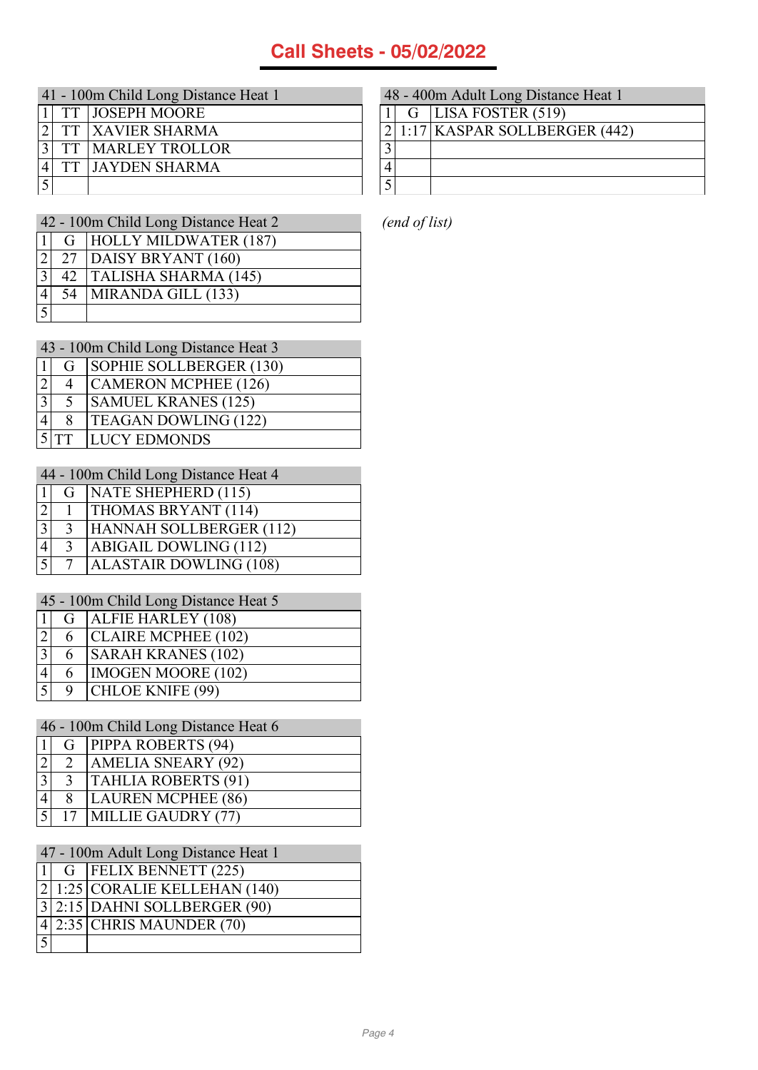# Call Sheets - 05/02/2022

| 41 - 100m Child Long Distance Heat 1 | | |
|---|---|---|
| 1 | TT | JOSEPH MOORE |
| 2 | TT | XAVIER SHARMA |
| 3 | TT | MARLEY TROLLOR |
| 4 | TT | JAYDEN SHARMA |
| 5 | | |

| 42 - 100m Child Long Distance Heat 2 | | |
|---|---|---|
| 1 | G | HOLLY MILDWATER (187) |
| 2 | 27 | DAISY BRYANT (160) |
| 3 | 42 | TALISHA SHARMA (145) |
| 4 | 54 | MIRANDA GILL (133) |
| 5 | | |

| 43 - 100m Child Long Distance Heat 3 | | |
|---|---|---|
| 1 | G | SOPHIE SOLLBERGER (130) |
| 2 | 4 | CAMERON MCPHEE (126) |
| 3 | 5 | SAMUEL KRANES (125) |
| 4 | 8 | TEAGAN DOWLING (122) |
| 5 | TT | LUCY EDMONDS |

| 44 - 100m Child Long Distance Heat 4 | | |
|---|---|---|
| 1 | G | NATE SHEPHERD (115) |
| 2 | 1 | THOMAS BRYANT (114) |
| 3 | 3 | HANNAH SOLLBERGER (112) |
| 4 | 3 | ABIGAIL DOWLING (112) |
| 5 | 7 | ALASTAIR DOWLING (108) |

| 45 - 100m Child Long Distance Heat 5 | | |
|---|---|---|
| 1 | G | ALFIE HARLEY (108) |
| 2 | 6 | CLAIRE MCPHEE (102) |
| 3 | 6 | SARAH KRANES (102) |
| 4 | 6 | IMOGEN MOORE (102) |
| 5 | 9 | CHLOE KNIFE (99) |

| 46 - 100m Child Long Distance Heat 6 | | |
|---|---|---|
| 1 | G | PIPPA ROBERTS (94) |
| 2 | 2 | AMELIA SNEARY (92) |
| 3 | 3 | TAHLIA ROBERTS (91) |
| 4 | 8 | LAUREN MCPHEE (86) |
| 5 | 17 | MILLIE GAUDRY (77) |

| 47 - 100m Adult Long Distance Heat 1 | | |
|---|---|---|
| 1 | G | FELIX BENNETT (225) |
| 2 | 1:25 | CORALIE KELLEHAN (140) |
| 3 | 2:15 | DAHNI SOLLBERGER (90) |
| 4 | 2:35 | CHRIS MAUNDER (70) |
| 5 | | |

| 48 - 400m Adult Long Distance Heat 1 | | |
|---|---|---|
| 1 | G | LISA FOSTER (519) |
| 2 | 1:17 | KASPAR SOLLBERGER (442) |
| 3 | | |
| 4 | | |
| 5 | | |

*(end of list)*